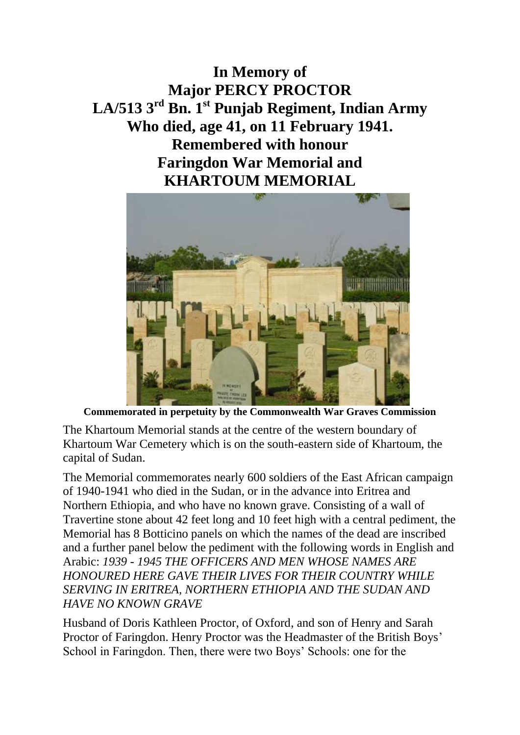# In Memory of
# Major PERCY PROCTOR
# LA/513 3rd Bn. 1st Punjab Regiment, Indian Army
# Who died, age 41, on 11 February 1941.
# Remembered with honour
# Faringdon War Memorial and
# KHARTOUM MEMORIAL

**Commemorated in perpetuity by the Commonwealth War Graves Commission**

The Khartoum Memorial stands at the centre of the western boundary of Khartoum War Cemetery which is on the south-eastern side of Khartoum, the capital of Sudan.

The Memorial commemorates nearly 600 soldiers of the East African campaign of 1940-1941 who died in the Sudan, or in the advance into Eritrea and Northern Ethiopia, and who have no known grave. Consisting of a wall of Travertine stone about 42 feet long and 10 feet high with a central pediment, the Memorial has 8 Botticino panels on which the names of the dead are inscribed and a further panel below the pediment with the following words in English and Arabic: *1939 - 1945 THE OFFICERS AND MEN WHOSE NAMES ARE HONOURED HERE GAVE THEIR LIVES FOR THEIR COUNTRY WHILE SERVING IN ERITREA, NORTHERN ETHIOPIA AND THE SUDAN AND HAVE NO KNOWN GRAVE*

Husband of Doris Kathleen Proctor, of Oxford, and son of Henry and Sarah Proctor of Faringdon. Henry Proctor was the Headmaster of the British Boys' School in Faringdon. Then, there were two Boys' Schools: one for the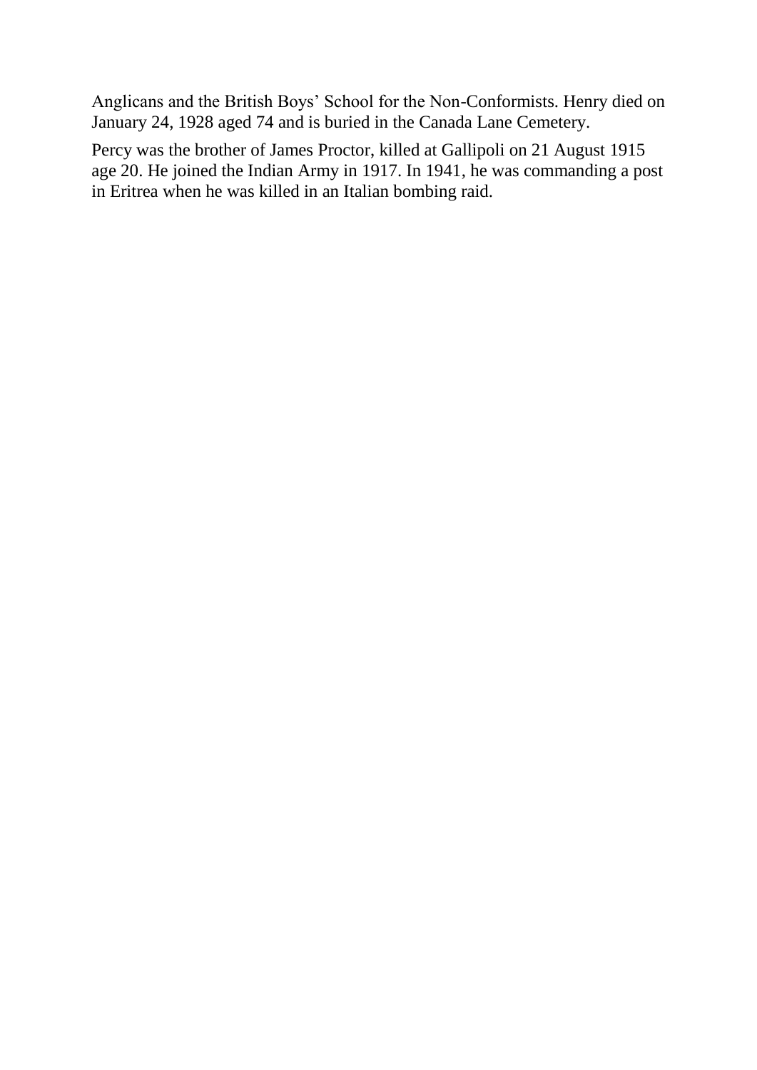Anglicans and the British Boys' School for the Non-Conformists. Henry died on January 24, 1928 aged 74 and is buried in the Canada Lane Cemetery.

Percy was the brother of James Proctor, killed at Gallipoli on 21 August 1915 age 20. He joined the Indian Army in 1917. In 1941, he was commanding a post in Eritrea when he was killed in an Italian bombing raid.